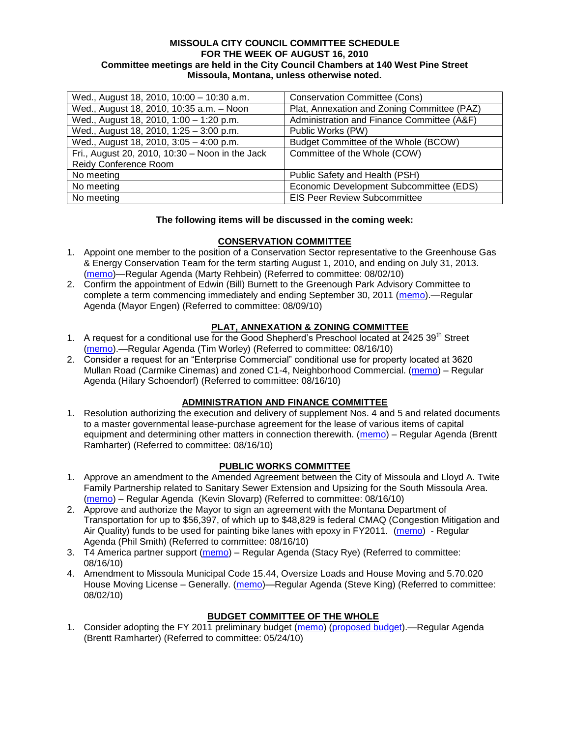**MISSOULA CITY COUNCIL COMMITTEE SCHEDULE**
**FOR THE WEEK OF AUGUST 16, 2010**
**Committee meetings are held in the City Council Chambers at 140 West Pine Street Missoula, Montana, unless otherwise noted.**

| | |
|---|---|
| Wed., August 18, 2010, 10:00 – 10:30 a.m. | Conservation Committee (Cons) |
| Wed., August 18, 2010, 10:35 a.m. – Noon | Plat, Annexation and Zoning Committee (PAZ) |
| Wed., August 18, 2010, 1:00 – 1:20 p.m. | Administration and Finance Committee (A&F) |
| Wed., August 18, 2010, 1:25 – 3:00 p.m. | Public Works (PW) |
| Wed., August 18, 2010, 3:05 – 4:00 p.m. | Budget Committee of the Whole (BCOW) |
| Fri., August 20, 2010, 10:30 – Noon in the Jack Reidy Conference Room | Committee of the Whole (COW) |
| No meeting | Public Safety and Health (PSH) |
| No meeting | Economic Development Subcommittee (EDS) |
| No meeting | EIS Peer Review Subcommittee |

**The following items will be discussed in the coming week:**

## CONSERVATION COMMITTEE

1. Appoint one member to the position of a Conservation Sector representative to the Greenhouse Gas & Energy Conservation Team for the term starting August 1, 2010, and ending on July 31, 2013. (memo)—Regular Agenda (Marty Rehbein) (Referred to committee: 08/02/10)
2. Confirm the appointment of Edwin (Bill) Burnett to the Greenough Park Advisory Committee to complete a term commencing immediately and ending September 30, 2011 (memo).—Regular Agenda (Mayor Engen) (Referred to committee: 08/09/10)

## PLAT, ANNEXATION & ZONING COMMITTEE

1. A request for a conditional use for the Good Shepherd's Preschool located at 2425 39th Street (memo).—Regular Agenda (Tim Worley) (Referred to committee: 08/16/10)
2. Consider a request for an "Enterprise Commercial" conditional use for property located at 3620 Mullan Road (Carmike Cinemas) and zoned C1-4, Neighborhood Commercial. (memo) – Regular Agenda (Hilary Schoendorf) (Referred to committee: 08/16/10)

## ADMINISTRATION AND FINANCE COMMITTEE

1. Resolution authorizing the execution and delivery of supplement Nos. 4 and 5 and related documents to a master governmental lease-purchase agreement for the lease of various items of capital equipment and determining other matters in connection therewith. (memo) – Regular Agenda (Brentt Ramharter) (Referred to committee: 08/16/10)

## PUBLIC WORKS COMMITTEE

1. Approve an amendment to the Amended Agreement between the City of Missoula and Lloyd A. Twite Family Partnership related to Sanitary Sewer Extension and Upsizing for the South Missoula Area. (memo) – Regular Agenda (Kevin Slovarp) (Referred to committee: 08/16/10)
2. Approve and authorize the Mayor to sign an agreement with the Montana Department of Transportation for up to $56,397, of which up to $48,829 is federal CMAQ (Congestion Mitigation and Air Quality) funds to be used for painting bike lanes with epoxy in FY2011. (memo) - Regular Agenda (Phil Smith) (Referred to committee: 08/16/10)
3. T4 America partner support (memo) – Regular Agenda (Stacy Rye) (Referred to committee: 08/16/10)
4. Amendment to Missoula Municipal Code 15.44, Oversize Loads and House Moving and 5.70.020 House Moving License – Generally. (memo)—Regular Agenda (Steve King) (Referred to committee: 08/02/10)

## BUDGET COMMITTEE OF THE WHOLE

1. Consider adopting the FY 2011 preliminary budget (memo) (proposed budget).—Regular Agenda (Brentt Ramharter) (Referred to committee: 05/24/10)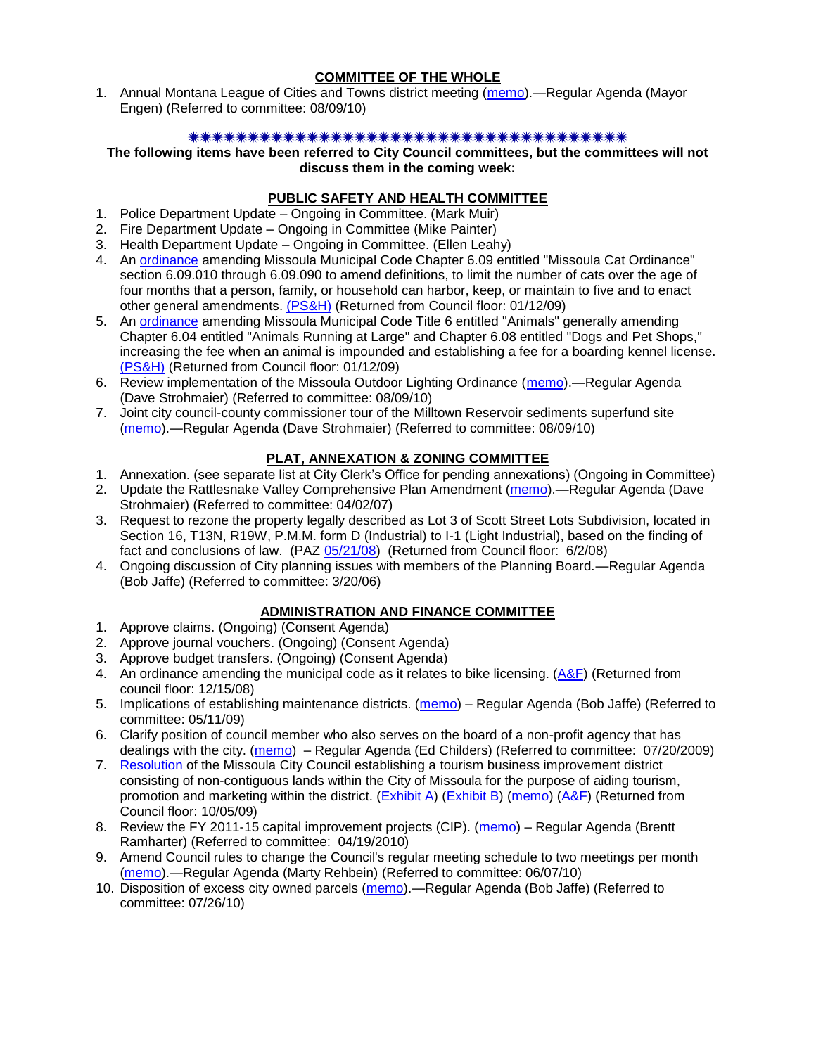## COMMITTEE OF THE WHOLE

1. Annual Montana League of Cities and Towns district meeting (memo).—Regular Agenda (Mayor Engen) (Referred to committee: 08/09/10)

✷✷✷✷✷✷✷✷✷✷✷✷✷✷✷✷✷✷✷✷✷✷✷✷✷✷✷✷✷✷✷✷✷✷✷✷✷✷✷✷

**The following items have been referred to City Council committees, but the committees will not discuss them in the coming week:**

## PUBLIC SAFETY AND HEALTH COMMITTEE

1. Police Department Update – Ongoing in Committee. (Mark Muir)
2. Fire Department Update – Ongoing in Committee (Mike Painter)
3. Health Department Update – Ongoing in Committee. (Ellen Leahy)
4. An ordinance amending Missoula Municipal Code Chapter 6.09 entitled "Missoula Cat Ordinance" section 6.09.010 through 6.09.090 to amend definitions, to limit the number of cats over the age of four months that a person, family, or household can harbor, keep, or maintain to five and to enact other general amendments. (PS&H) (Returned from Council floor: 01/12/09)
5. An ordinance amending Missoula Municipal Code Title 6 entitled "Animals" generally amending Chapter 6.04 entitled "Animals Running at Large" and Chapter 6.08 entitled "Dogs and Pet Shops," increasing the fee when an animal is impounded and establishing a fee for a boarding kennel license. (PS&H) (Returned from Council floor: 01/12/09)
6. Review implementation of the Missoula Outdoor Lighting Ordinance (memo).—Regular Agenda (Dave Strohmaier) (Referred to committee: 08/09/10)
7. Joint city council-county commissioner tour of the Milltown Reservoir sediments superfund site (memo).—Regular Agenda (Dave Strohmaier) (Referred to committee: 08/09/10)

## PLAT, ANNEXATION & ZONING COMMITTEE

1. Annexation. (see separate list at City Clerk's Office for pending annexations) (Ongoing in Committee)
2. Update the Rattlesnake Valley Comprehensive Plan Amendment (memo).—Regular Agenda (Dave Strohmaier) (Referred to committee: 04/02/07)
3. Request to rezone the property legally described as Lot 3 of Scott Street Lots Subdivision, located in Section 16, T13N, R19W, P.M.M. form D (Industrial) to I-1 (Light Industrial), based on the finding of fact and conclusions of law. (PAZ 05/21/08) (Returned from Council floor: 6/2/08)
4. Ongoing discussion of City planning issues with members of the Planning Board.—Regular Agenda (Bob Jaffe) (Referred to committee: 3/20/06)

## ADMINISTRATION AND FINANCE COMMITTEE

1. Approve claims. (Ongoing) (Consent Agenda)
2. Approve journal vouchers. (Ongoing) (Consent Agenda)
3. Approve budget transfers. (Ongoing) (Consent Agenda)
4. An ordinance amending the municipal code as it relates to bike licensing. (A&F) (Returned from council floor: 12/15/08)
5. Implications of establishing maintenance districts. (memo) – Regular Agenda (Bob Jaffe) (Referred to committee: 05/11/09)
6. Clarify position of council member who also serves on the board of a non-profit agency that has dealings with the city. (memo) – Regular Agenda (Ed Childers) (Referred to committee: 07/20/2009)
7. Resolution of the Missoula City Council establishing a tourism business improvement district consisting of non-contiguous lands within the City of Missoula for the purpose of aiding tourism, promotion and marketing within the district. (Exhibit A) (Exhibit B) (memo) (A&F) (Returned from Council floor: 10/05/09)
8. Review the FY 2011-15 capital improvement projects (CIP). (memo) – Regular Agenda (Brentt Ramharter) (Referred to committee: 04/19/2010)
9. Amend Council rules to change the Council's regular meeting schedule to two meetings per month (memo).—Regular Agenda (Marty Rehbein) (Referred to committee: 06/07/10)
10. Disposition of excess city owned parcels (memo).—Regular Agenda (Bob Jaffe) (Referred to committee: 07/26/10)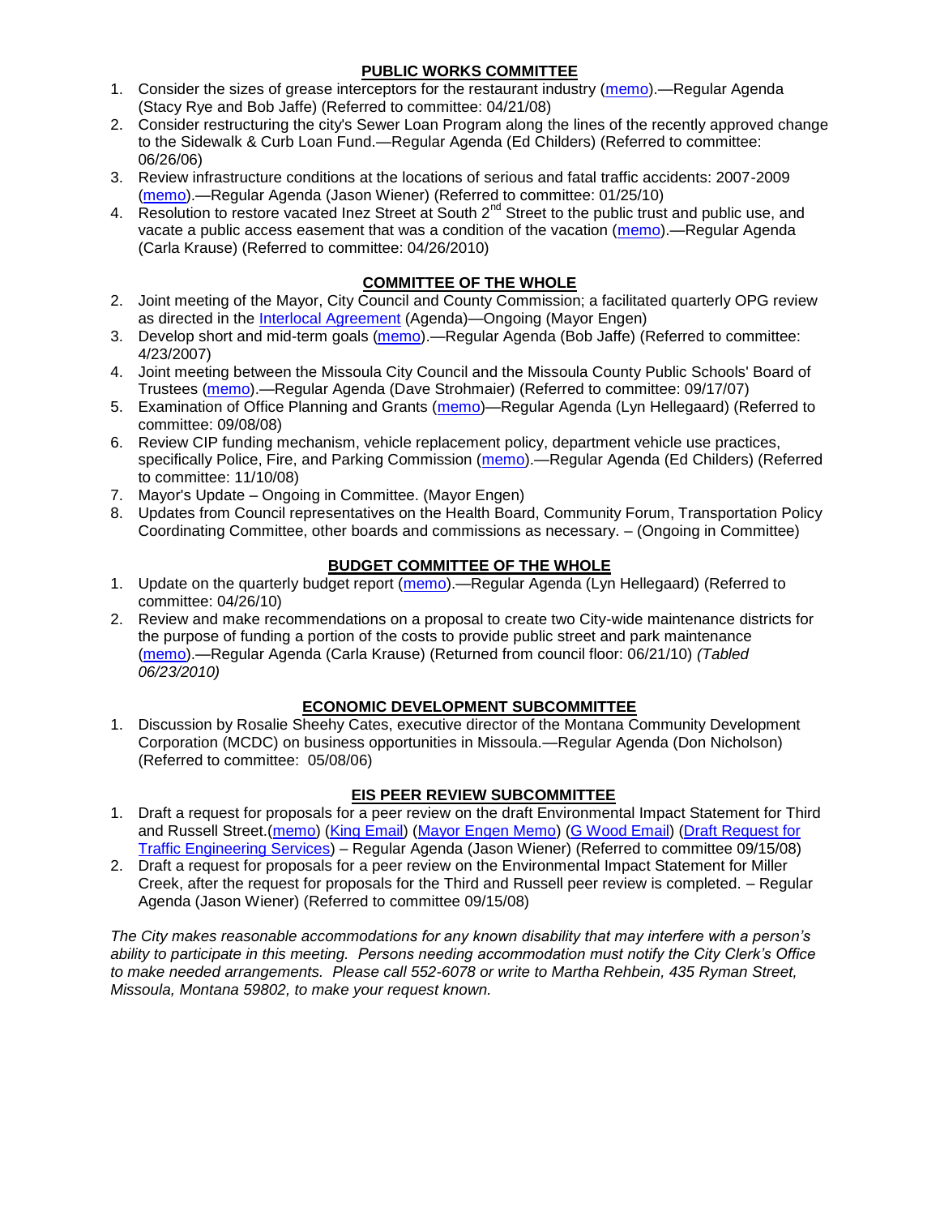## PUBLIC WORKS COMMITTEE

1. Consider the sizes of grease interceptors for the restaurant industry (memo).—Regular Agenda (Stacy Rye and Bob Jaffe) (Referred to committee: 04/21/08)
2. Consider restructuring the city's Sewer Loan Program along the lines of the recently approved change to the Sidewalk & Curb Loan Fund.—Regular Agenda (Ed Childers) (Referred to committee: 06/26/06)
3. Review infrastructure conditions at the locations of serious and fatal traffic accidents: 2007-2009 (memo).—Regular Agenda (Jason Wiener) (Referred to committee: 01/25/10)
4. Resolution to restore vacated Inez Street at South 2nd Street to the public trust and public use, and vacate a public access easement that was a condition of the vacation (memo).—Regular Agenda (Carla Krause) (Referred to committee: 04/26/2010)

## COMMITTEE OF THE WHOLE

2. Joint meeting of the Mayor, City Council and County Commission; a facilitated quarterly OPG review as directed in the Interlocal Agreement (Agenda)—Ongoing (Mayor Engen)
3. Develop short and mid-term goals (memo).—Regular Agenda (Bob Jaffe) (Referred to committee: 4/23/2007)
4. Joint meeting between the Missoula City Council and the Missoula County Public Schools' Board of Trustees (memo).—Regular Agenda (Dave Strohmaier) (Referred to committee: 09/17/07)
5. Examination of Office Planning and Grants (memo)—Regular Agenda (Lyn Hellegaard) (Referred to committee: 09/08/08)
6. Review CIP funding mechanism, vehicle replacement policy, department vehicle use practices, specifically Police, Fire, and Parking Commission (memo).—Regular Agenda (Ed Childers) (Referred to committee: 11/10/08)
7. Mayor's Update – Ongoing in Committee. (Mayor Engen)
8. Updates from Council representatives on the Health Board, Community Forum, Transportation Policy Coordinating Committee, other boards and commissions as necessary. – (Ongoing in Committee)

## BUDGET COMMITTEE OF THE WHOLE

1. Update on the quarterly budget report (memo).—Regular Agenda (Lyn Hellegaard) (Referred to committee: 04/26/10)
2. Review and make recommendations on a proposal to create two City-wide maintenance districts for the purpose of funding a portion of the costs to provide public street and park maintenance (memo).—Regular Agenda (Carla Krause) (Returned from council floor: 06/21/10) *(Tabled 06/23/2010)*

## ECONOMIC DEVELOPMENT SUBCOMMITTEE

1. Discussion by Rosalie Sheehy Cates, executive director of the Montana Community Development Corporation (MCDC) on business opportunities in Missoula.—Regular Agenda (Don Nicholson) (Referred to committee: 05/08/06)

## EIS PEER REVIEW SUBCOMMITTEE

1. Draft a request for proposals for a peer review on the draft Environmental Impact Statement for Third and Russell Street.(memo) (King Email) (Mayor Engen Memo) (G Wood Email) (Draft Request for Traffic Engineering Services) – Regular Agenda (Jason Wiener) (Referred to committee 09/15/08)
2. Draft a request for proposals for a peer review on the Environmental Impact Statement for Miller Creek, after the request for proposals for the Third and Russell peer review is completed. – Regular Agenda (Jason Wiener) (Referred to committee 09/15/08)

*The City makes reasonable accommodations for any known disability that may interfere with a person's ability to participate in this meeting. Persons needing accommodation must notify the City Clerk's Office to make needed arrangements. Please call 552-6078 or write to Martha Rehbein, 435 Ryman Street, Missoula, Montana 59802, to make your request known.*